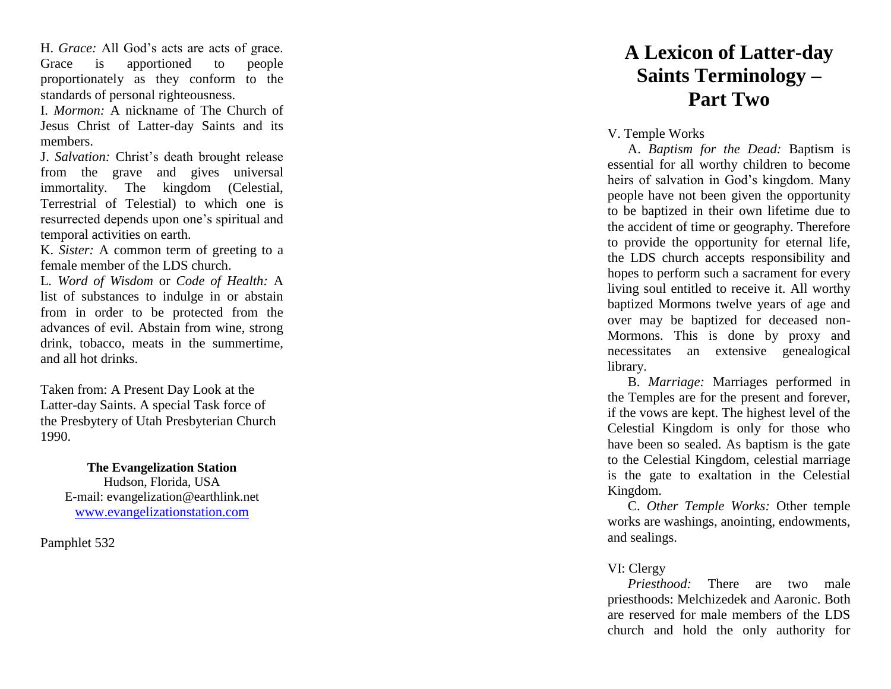H. *Grace:* All God's acts are acts of grace. Grace is apportioned to people proportionately as they conform to the standards of personal righteousness.

I. *Mormon:* A nickname of The Church of Jesus Christ of Latter-day Saints and its members.

J. *Salvation:* Christ's death brought release from the grave and gives universal immortality. The kingdom (Celestial, Terrestrial of Telestial) to which one is resurrected depends upon one's spiritual and temporal activities on earth.

K. *Sister:* A common term of greeting to a female member of the LDS church.

L. *Word of Wisdom* or *Code of Health:* A list of substances to indulge in or abstain from in order to be protected from the advances of evil. Abstain from wine, strong drink, tobacco, meats in the summertime, and all hot drinks.

Taken from: A Present Day Look at the Latter-day Saints. A special Task force of the Presbytery of Utah Presbyterian Church 1990.

**The Evangelization Station**
Hudson, Florida, USA
E-mail: evangelization@earthlink.net
www.evangelizationstation.com

Pamphlet 532

# A Lexicon of Latter-day Saints Terminology – Part Two

V. Temple Works

A. *Baptism for the Dead:* Baptism is essential for all worthy children to become heirs of salvation in God's kingdom. Many people have not been given the opportunity to be baptized in their own lifetime due to the accident of time or geography. Therefore to provide the opportunity for eternal life, the LDS church accepts responsibility and hopes to perform such a sacrament for every living soul entitled to receive it. All worthy baptized Mormons twelve years of age and over may be baptized for deceased non-Mormons. This is done by proxy and necessitates an extensive genealogical library.

B. *Marriage:* Marriages performed in the Temples are for the present and forever, if the vows are kept. The highest level of the Celestial Kingdom is only for those who have been so sealed. As baptism is the gate to the Celestial Kingdom, celestial marriage is the gate to exaltation in the Celestial Kingdom.

C. *Other Temple Works:* Other temple works are washings, anointing, endowments, and sealings.

VI: Clergy

*Priesthood:* There are two male priesthoods: Melchizedek and Aaronic. Both are reserved for male members of the LDS church and hold the only authority for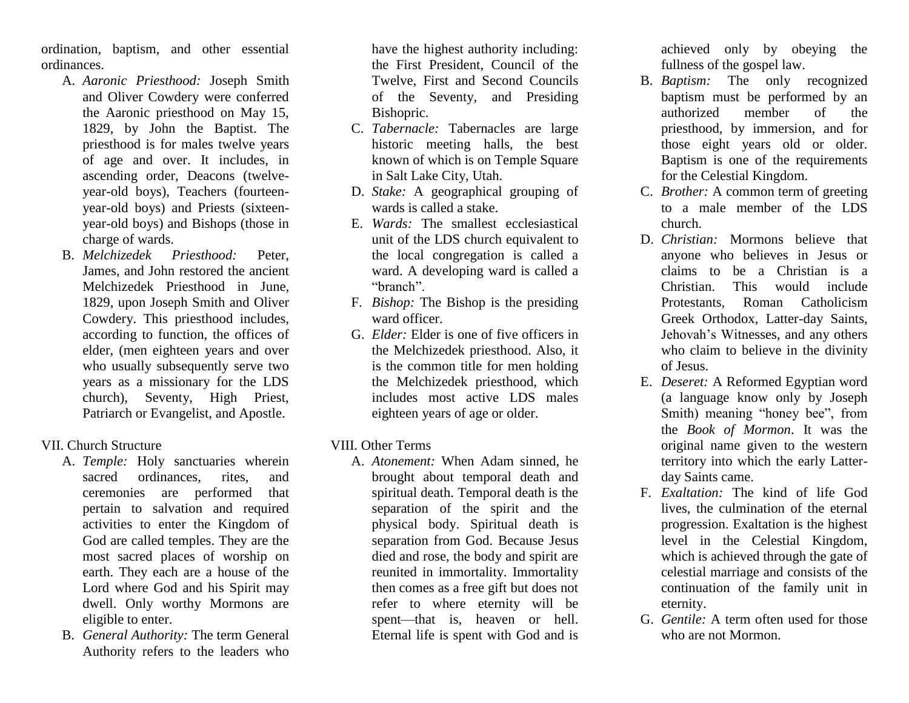ordination, baptism, and other essential ordinances.

A. *Aaronic Priesthood:* Joseph Smith and Oliver Cowdery were conferred the Aaronic priesthood on May 15, 1829, by John the Baptist. The priesthood is for males twelve years of age and over. It includes, in ascending order, Deacons (twelve-year-old boys), Teachers (fourteen-year-old boys) and Priests (sixteen-year-old boys) and Bishops (those in charge of wards.

B. *Melchizedek Priesthood:* Peter, James, and John restored the ancient Melchizedek Priesthood in June, 1829, upon Joseph Smith and Oliver Cowdery. This priesthood includes, according to function, the offices of elder, (men eighteen years and over who usually subsequently serve two years as a missionary for the LDS church), Seventy, High Priest, Patriarch or Evangelist, and Apostle.

VII. Church Structure

A. *Temple:* Holy sanctuaries wherein sacred ordinances, rites, and ceremonies are performed that pertain to salvation and required activities to enter the Kingdom of God are called temples. They are the most sacred places of worship on earth. They each are a house of the Lord where God and his Spirit may dwell. Only worthy Mormons are eligible to enter.

B. *General Authority:* The term General Authority refers to the leaders who have the highest authority including: the First President, Council of the Twelve, First and Second Councils of the Seventy, and Presiding Bishopric.

C. *Tabernacle:* Tabernacles are large historic meeting halls, the best known of which is on Temple Square in Salt Lake City, Utah.

D. *Stake:* A geographical grouping of wards is called a stake.

E. *Wards:* The smallest ecclesiastical unit of the LDS church equivalent to the local congregation is called a ward. A developing ward is called a "branch".

F. *Bishop:* The Bishop is the presiding ward officer.

G. *Elder:* Elder is one of five officers in the Melchizedek priesthood. Also, it is the common title for men holding the Melchizedek priesthood, which includes most active LDS males eighteen years of age or older.

VIII. Other Terms

A. *Atonement:* When Adam sinned, he brought about temporal death and spiritual death. Temporal death is the separation of the spirit and the physical body. Spiritual death is separation from God. Because Jesus died and rose, the body and spirit are reunited in immortality. Immortality then comes as a free gift but does not refer to where eternity will be spent—that is, heaven or hell. Eternal life is spent with God and is achieved only by obeying the fullness of the gospel law.

B. *Baptism:* The only recognized baptism must be performed by an authorized member of the priesthood, by immersion, and for those eight years old or older. Baptism is one of the requirements for the Celestial Kingdom.

C. *Brother:* A common term of greeting to a male member of the LDS church.

D. *Christian:* Mormons believe that anyone who believes in Jesus or claims to be a Christian is a Christian. This would include Protestants, Roman Catholicism Greek Orthodox, Latter-day Saints, Jehovah's Witnesses, and any others who claim to believe in the divinity of Jesus.

E. *Deseret:* A Reformed Egyptian word (a language know only by Joseph Smith) meaning "honey bee", from the *Book of Mormon*. It was the original name given to the western territory into which the early Latter-day Saints came.

F. *Exaltation:* The kind of life God lives, the culmination of the eternal progression. Exaltation is the highest level in the Celestial Kingdom, which is achieved through the gate of celestial marriage and consists of the continuation of the family unit in eternity.

G. *Gentile:* A term often used for those who are not Mormon.